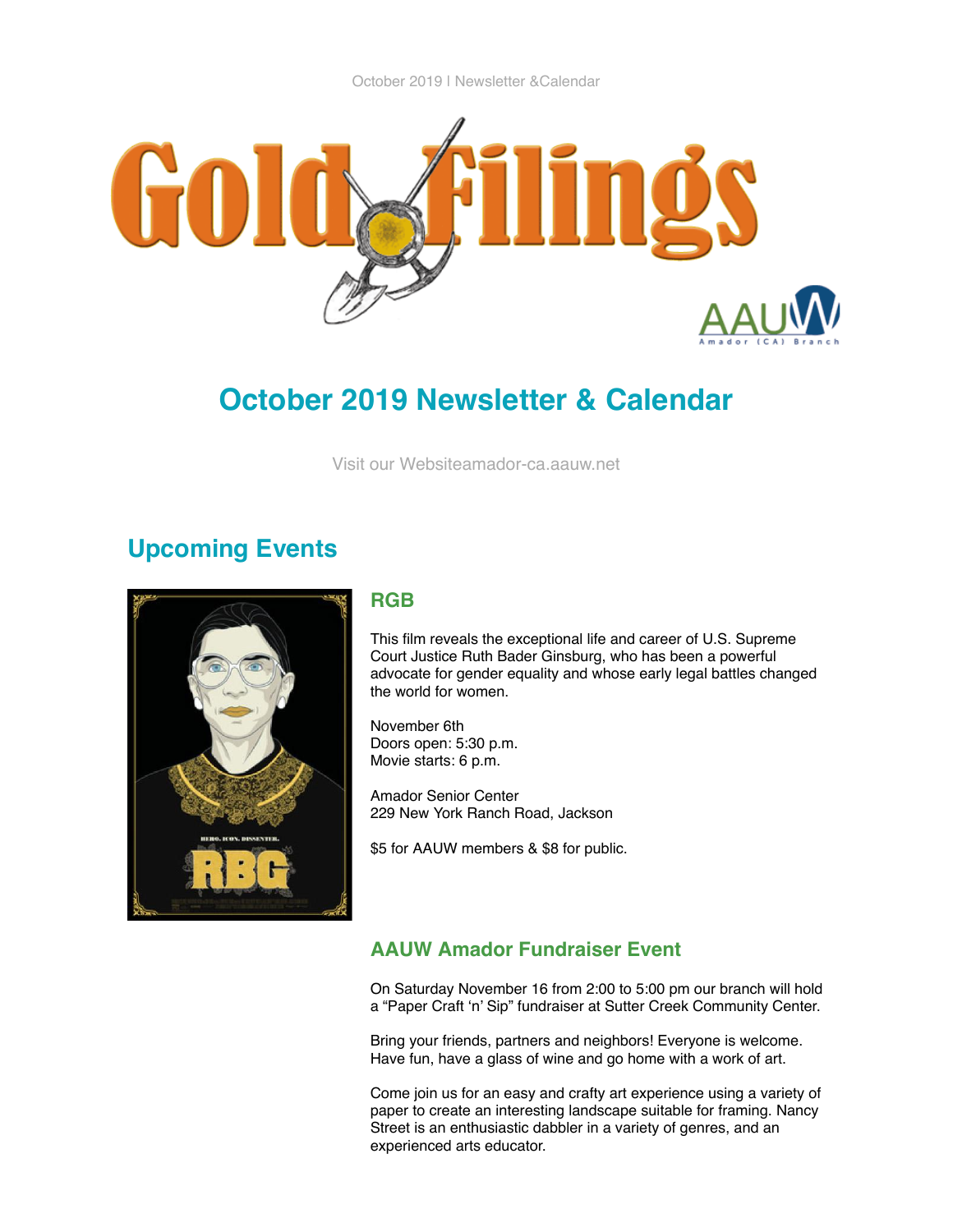October 2019 | Newsletter &Calendar

# Gold Filings

AAUW Amador (CA) Branch

# October 2019 Newsletter & Calendar

Visit our Websiteamador-ca.aauw.net

## Upcoming Events

### RGB

This film reveals the exceptional life and career of U.S. Supreme Court Justice Ruth Bader Ginsburg, who has been a powerful advocate for gender equality and whose early legal battles changed the world for women.

November 6th
Doors open: 5:30 p.m.
Movie starts: 6 p.m.

Amador Senior Center
229 New York Ranch Road, Jackson

$5 for AAUW members & $8 for public.

### AAUW Amador Fundraiser Event

On Saturday November 16 from 2:00 to 5:00 pm our branch will hold a “Paper Craft ‘n’ Sip” fundraiser at Sutter Creek Community Center.

Bring your friends, partners and neighbors! Everyone is welcome. Have fun, have a glass of wine and go home with a work of art.

Come join us for an easy and crafty art experience using a variety of paper to create an interesting landscape suitable for framing. Nancy Street is an enthusiastic dabbler in a variety of genres, and an experienced arts educator.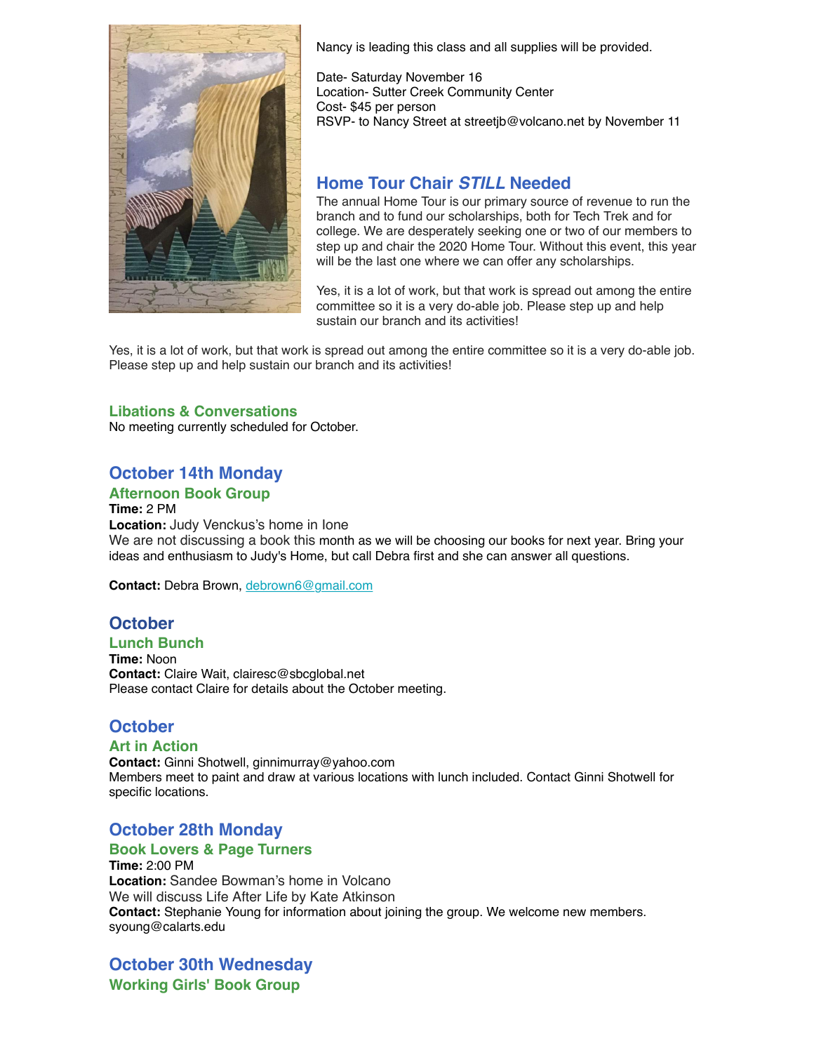Nancy is leading this class and all supplies will be provided.

Date- Saturday November 16
Location- Sutter Creek Community Center
Cost- $45 per person
RSVP- to Nancy Street at streetjb@volcano.net by November 11

## Home Tour Chair *STILL* Needed

The annual Home Tour is our primary source of revenue to run the branch and to fund our scholarships, both for Tech Trek and for college. We are desperately seeking one or two of our members to step up and chair the 2020 Home Tour. Without this event, this year will be the last one where we can offer any scholarships.

Yes, it is a lot of work, but that work is spread out among the entire committee so it is a very do-able job. Please step up and help sustain our branch and its activities!

Yes, it is a lot of work, but that work is spread out among the entire committee so it is a very do-able job. Please step up and help sustain our branch and its activities!

### Libations & Conversations

No meeting currently scheduled for October.

## October 14th Monday

### Afternoon Book Group

**Time:** 2 PM
**Location:** Judy Venckus's home in Ione
We are not discussing a book this month as we will be choosing our books for next year. Bring your ideas and enthusiasm to Judy's Home, but call Debra first and she can answer all questions.

**Contact:** Debra Brown, debrown6@gmail.com

## October

### Lunch Bunch

**Time:** Noon
**Contact:** Claire Wait, clairesc@sbcglobal.net
Please contact Claire for details about the October meeting.

## October

### Art in Action

**Contact:** Ginni Shotwell, ginnimurray@yahoo.com
Members meet to paint and draw at various locations with lunch included. Contact Ginni Shotwell for specific locations.

## October 28th Monday

### Book Lovers & Page Turners

**Time:** 2:00 PM
**Location:** Sandee Bowman's home in Volcano
We will discuss Life After Life by Kate Atkinson
**Contact:** Stephanie Young for information about joining the group. We welcome new members. syoung@calarts.edu

## October 30th Wednesday

### Working Girls' Book Group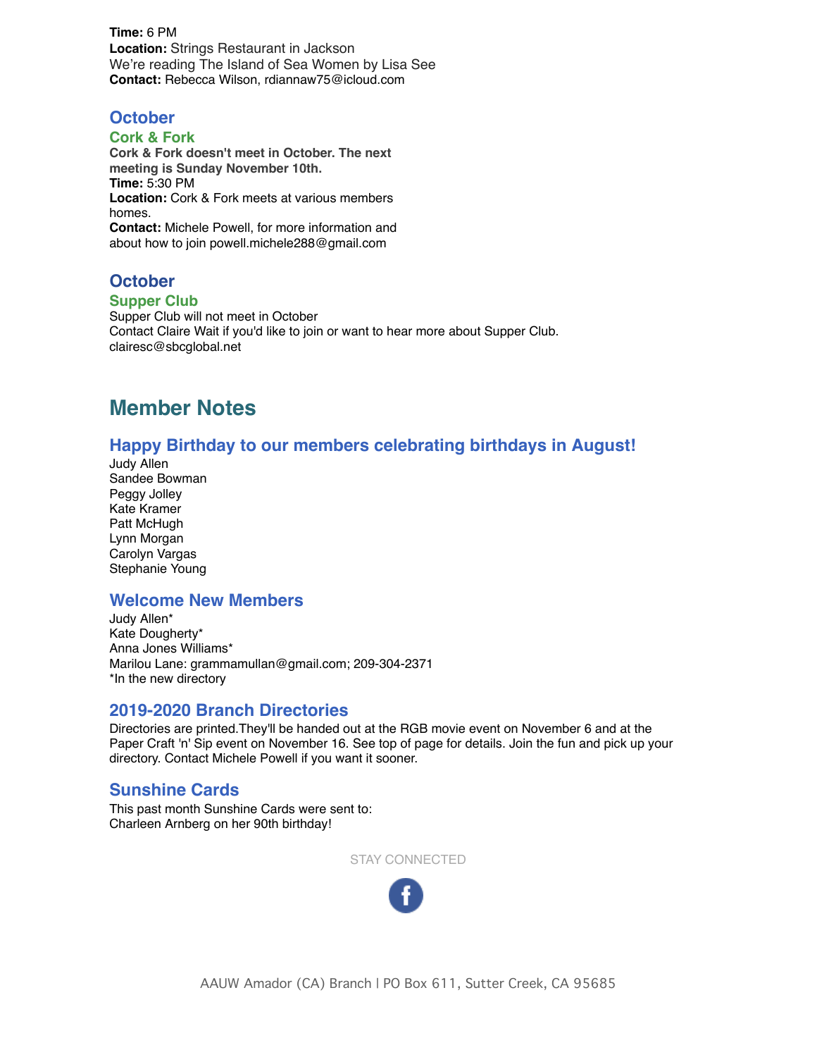**Time:** 6 PM
**Location:** Strings Restaurant in Jackson
We're reading The Island of Sea Women by Lisa See
**Contact:** Rebecca Wilson, rdiannaw75@icloud.com

### October

#### Cork & Fork

**Cork & Fork doesn't meet in October. The next meeting is Sunday November 10th.**
**Time:** 5:30 PM
**Location:** Cork & Fork meets at various members homes.
**Contact:** Michele Powell, for more information and about how to join powell.michele288@gmail.com

### October

#### Supper Club

Supper Club will not meet in October
Contact Claire Wait if you'd like to join or want to hear more about Supper Club.
clairesc@sbcglobal.net

## Member Notes

### Happy Birthday to our members celebrating birthdays in August!

Judy Allen
Sandee Bowman
Peggy Jolley
Kate Kramer
Patt McHugh
Lynn Morgan
Carolyn Vargas
Stephanie Young

### Welcome New Members

Judy Allen*
Kate Dougherty*
Anna Jones Williams*
Marilou Lane: grammamullan@gmail.com; 209-304-2371
*In the new directory

### 2019-2020 Branch Directories

Directories are printed.They'll be handed out at the RGB movie event on November 6 and at the Paper Craft 'n' Sip event on November 16. See top of page for details. Join the fun and pick up your directory. Contact Michele Powell if you want it sooner.

### Sunshine Cards

This past month Sunshine Cards were sent to:
Charleen Arnberg on her 90th birthday!

STAY CONNECTED

AAUW Amador (CA) Branch | PO Box 611, Sutter Creek, CA 95685